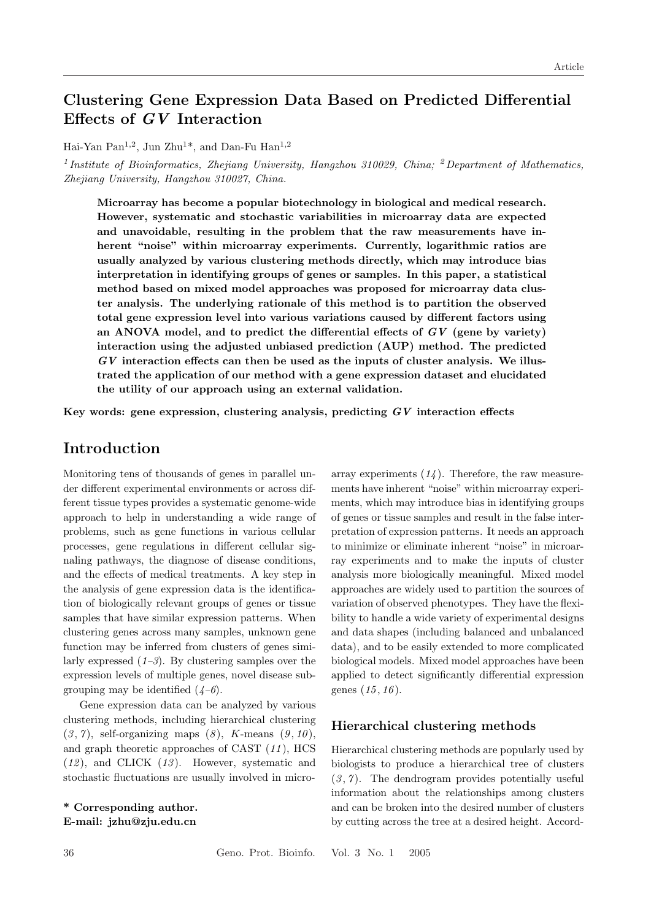Article

# Clustering Gene Expression Data Based on Predicted Differential Effects of *GV* Interaction

Hai-Yan Pan[1,2], Jun Zhu[1]*, and Dan-Fu Han[1,2]

[1] *Institute of Bioinformatics, Zhejiang University, Hangzhou 310029, China;* [2] *Department of Mathematics, Zhejiang University, Hangzhou 310027, China.*

**Microarray has become a popular biotechnology in biological and medical research. However, systematic and stochastic variabilities in microarray data are expected and unavoidable, resulting in the problem that the raw measurements have inherent "noise" within microarray experiments. Currently, logarithmic ratios are usually analyzed by various clustering methods directly, which may introduce bias interpretation in identifying groups of genes or samples. In this paper, a statistical method based on mixed model approaches was proposed for microarray data cluster analysis. The underlying rationale of this method is to partition the observed total gene expression level into various variations caused by different factors using an ANOVA model, and to predict the differential effects of *GV* (gene by variety) interaction using the adjusted unbiased prediction (AUP) method. The predicted *GV* interaction effects can then be used as the inputs of cluster analysis. We illustrated the application of our method with a gene expression dataset and elucidated the utility of our approach using an external validation.**

**Key words: gene expression, clustering analysis, predicting *GV* interaction effects**

## Introduction

Monitoring tens of thousands of genes in parallel under different experimental environments or across different tissue types provides a systematic genome-wide approach to help in understanding a wide range of problems, such as gene functions in various cellular processes, gene regulations in different cellular signaling pathways, the diagnose of disease conditions, and the effects of medical treatments. A key step in the analysis of gene expression data is the identification of biologically relevant groups of genes or tissue samples that have similar expression patterns. When clustering genes across many samples, unknown gene function may be inferred from clusters of genes similarly expressed (*1–3*). By clustering samples over the expression levels of multiple genes, novel disease subgrouping may be identified (*4–6*).

Gene expression data can be analyzed by various clustering methods, including hierarchical clustering (*3*, *7*), self-organizing maps (*8*), *K*-means (*9*, *10*), and graph theoretic approaches of CAST (*11*), HCS (*12*), and CLICK (*13*). However, systematic and stochastic fluctuations are usually involved in microarray experiments (*14*). Therefore, the raw measurements have inherent "noise" within microarray experiments, which may introduce bias in identifying groups of genes or tissue samples and result in the false interpretation of expression patterns. It needs an approach to minimize or eliminate inherent "noise" in microarray experiments and to make the inputs of cluster analysis more biologically meaningful. Mixed model approaches are widely used to partition the sources of variation of observed phenotypes. They have the flexibility to handle a wide variety of experimental designs and data shapes (including balanced and unbalanced data), and to be easily extended to more complicated biological models. Mixed model approaches have been applied to detect significantly differential expression genes (*15*, *16*).

### Hierarchical clustering methods

Hierarchical clustering methods are popularly used by biologists to produce a hierarchical tree of clusters (*3*, *7*). The dendrogram provides potentially useful information about the relationships among clusters and can be broken into the desired number of clusters by cutting across the tree at a desired height. Accord-

**\* Corresponding author.**
**E-mail: jzhu@zju.edu.cn**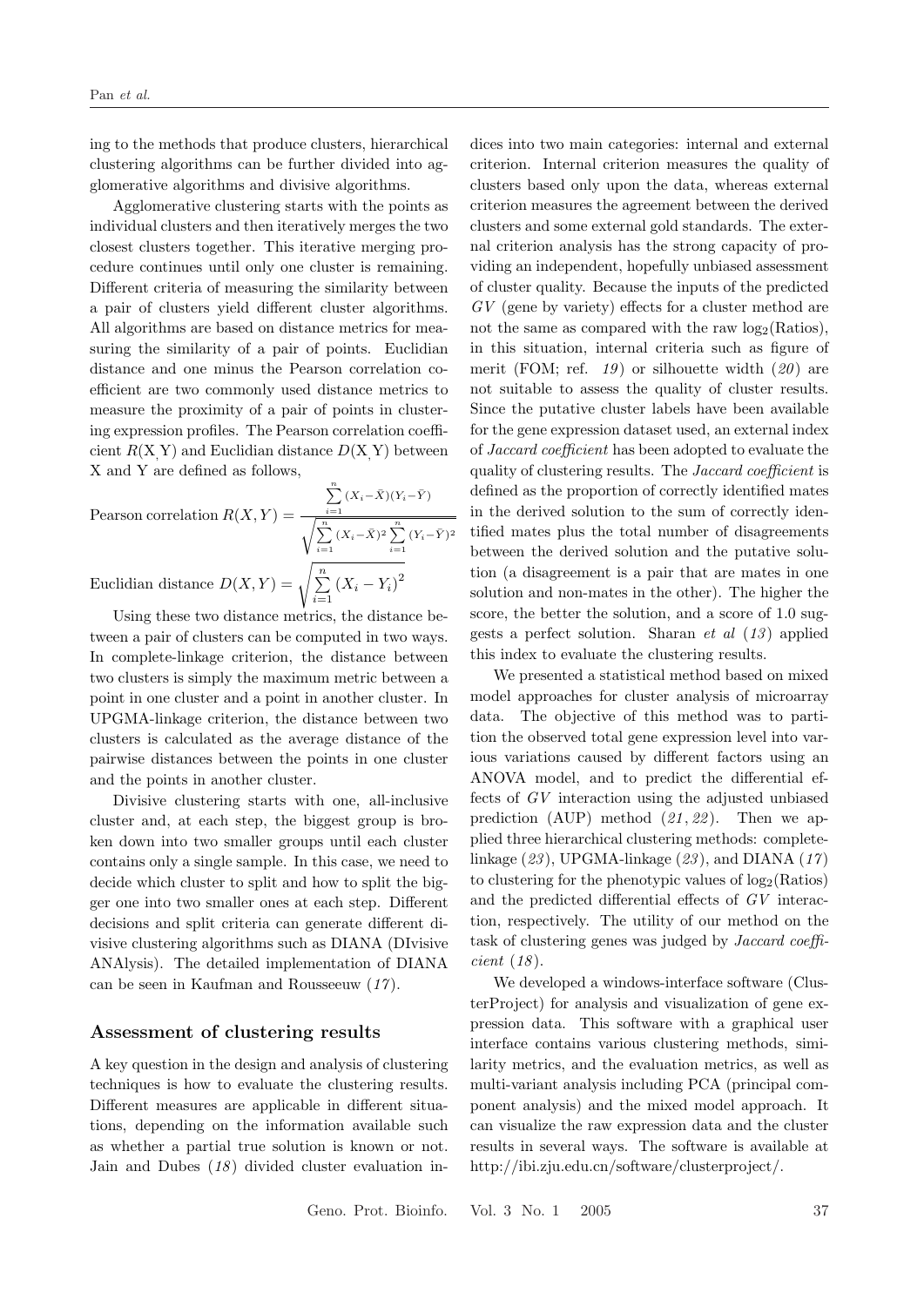ing to the methods that produce clusters, hierarchical clustering algorithms can be further divided into agglomerative algorithms and divisive algorithms.

Agglomerative clustering starts with the points as individual clusters and then iteratively merges the two closest clusters together. This iterative merging procedure continues until only one cluster is remaining. Different criteria of measuring the similarity between a pair of clusters yield different cluster algorithms. All algorithms are based on distance metrics for measuring the similarity of a pair of points. Euclidian distance and one minus the Pearson correlation coefficient are two commonly used distance metrics to measure the proximity of a pair of points in clustering expression profiles. The Pearson correlation coefficient $R(X,Y)$ and Euclidian distance $D(X,Y)$ between X and Y are defined as follows,

$$\text{Pearson correlation } R(X,Y) = \frac{\sum_{i=1}^{n}(X_i-\bar{X})(Y_i-\bar{Y})}{\sqrt{\sum_{i=1}^{n}(X_i-\bar{X})^2\sum_{i=1}^{n}(Y_i-\bar{Y})^2}}$$

$$\text{Euclidian distance } D(X,Y) = \sqrt{\sum_{i=1}^{n}(X_i-Y_i)^2}$$

Using these two distance metrics, the distance between a pair of clusters can be computed in two ways. In complete-linkage criterion, the distance between two clusters is simply the maximum metric between a point in one cluster and a point in another cluster. In UPGMA-linkage criterion, the distance between two clusters is calculated as the average distance of the pairwise distances between the points in one cluster and the points in another cluster.

Divisive clustering starts with one, all-inclusive cluster and, at each step, the biggest group is broken down into two smaller groups until each cluster contains only a single sample. In this case, we need to decide which cluster to split and how to split the bigger one into two smaller ones at each step. Different decisions and split criteria can generate different divisive clustering algorithms such as DIANA (DIvisive ANAlysis). The detailed implementation of DIANA can be seen in Kaufman and Rousseeuw (*17*).

## Assessment of clustering results

A key question in the design and analysis of clustering techniques is how to evaluate the clustering results. Different measures are applicable in different situations, depending on the information available such as whether a partial true solution is known or not. Jain and Dubes (*18*) divided cluster evaluation indices into two main categories: internal and external criterion. Internal criterion measures the quality of clusters based only upon the data, whereas external criterion measures the agreement between the derived clusters and some external gold standards. The external criterion analysis has the strong capacity of providing an independent, hopefully unbiased assessment of cluster quality. Because the inputs of the predicted *GV* (gene by variety) effects for a cluster method are not the same as compared with the raw $\log_2$(Ratios), in this situation, internal criteria such as figure of merit (FOM; ref. *19*) or silhouette width (*20*) are not suitable to assess the quality of cluster results. Since the putative cluster labels have been available for the gene expression dataset used, an external index of *Jaccard coefficient* has been adopted to evaluate the quality of clustering results. The *Jaccard coefficient* is defined as the proportion of correctly identified mates in the derived solution to the sum of correctly identified mates plus the total number of disagreements between the derived solution and the putative solution (a disagreement is a pair that are mates in one solution and non-mates in the other). The higher the score, the better the solution, and a score of 1.0 suggests a perfect solution. Sharan *et al* (*13*) applied this index to evaluate the clustering results.

We presented a statistical method based on mixed model approaches for cluster analysis of microarray data. The objective of this method was to partition the observed total gene expression level into various variations caused by different factors using an ANOVA model, and to predict the differential effects of *GV* interaction using the adjusted unbiased prediction (AUP) method (*21*, *22*). Then we applied three hierarchical clustering methods: complete-linkage (*23*), UPGMA-linkage (*23*), and DIANA (*17*) to clustering for the phenotypic values of $\log_2$(Ratios) and the predicted differential effects of *GV* interaction, respectively. The utility of our method on the task of clustering genes was judged by *Jaccard coefficient* (*18*).

We developed a windows-interface software (ClusterProject) for analysis and visualization of gene expression data. This software with a graphical user interface contains various clustering methods, similarity metrics, and the evaluation metrics, as well as multi-variant analysis including PCA (principal component analysis) and the mixed model approach. It can visualize the raw expression data and the cluster results in several ways. The software is available at http://ibi.zju.edu.cn/software/clusterproject/.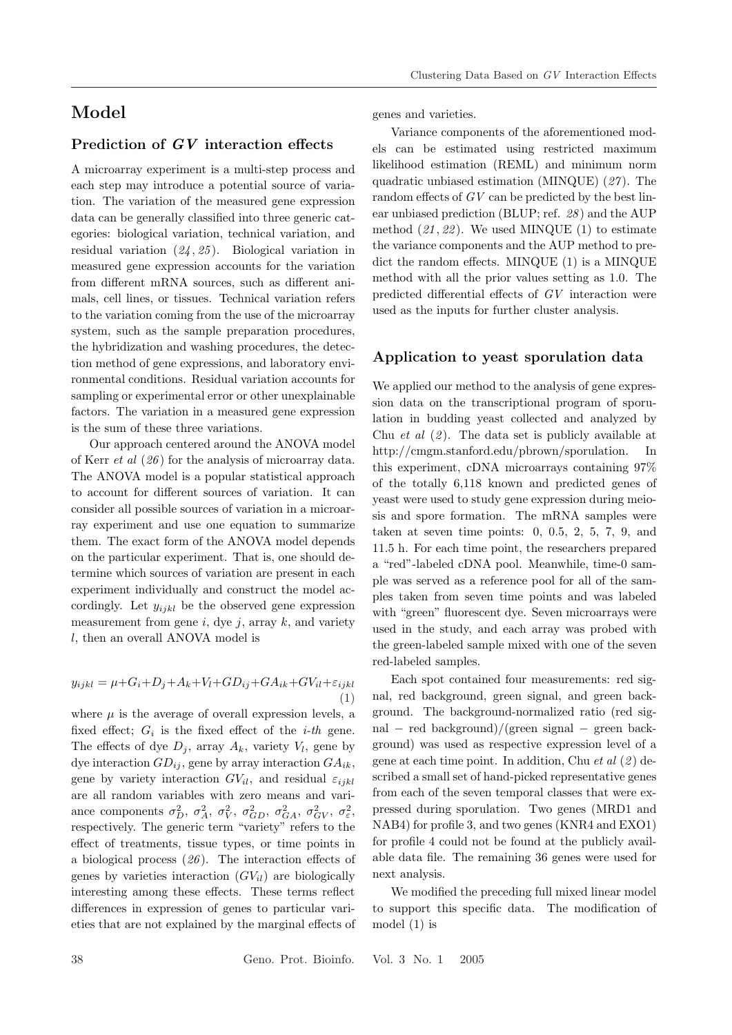# Model

## Prediction of $GV$ interaction effects

A microarray experiment is a multi-step process and each step may introduce a potential source of variation. The variation of the measured gene expression data can be generally classified into three generic categories: biological variation, technical variation, and residual variation (*24*, *25*). Biological variation in measured gene expression accounts for the variation from different mRNA sources, such as different animals, cell lines, or tissues. Technical variation refers to the variation coming from the use of the microarray system, such as the sample preparation procedures, the hybridization and washing procedures, the detection method of gene expressions, and laboratory environmental conditions. Residual variation accounts for sampling or experimental error or other unexplainable factors. The variation in a measured gene expression is the sum of these three variations.

Our approach centered around the ANOVA model of Kerr *et al* (*26*) for the analysis of microarray data. The ANOVA model is a popular statistical approach to account for different sources of variation. It can consider all possible sources of variation in a microarray experiment and use one equation to summarize them. The exact form of the ANOVA model depends on the particular experiment. That is, one should determine which sources of variation are present in each experiment individually and construct the model accordingly. Let $y_{ijkl}$ be the observed gene expression measurement from gene $i$, dye $j$, array $k$, and variety $l$, then an overall ANOVA model is

$$y_{ijkl} = \mu + G_i + D_j + A_k + V_l + GD_{ij} + GA_{ik} + GV_{il} + \varepsilon_{ijkl} \quad (1)$$

where $\mu$ is the average of overall expression levels, a fixed effect; $G_i$ is the fixed effect of the *i-th* gene. The effects of dye $D_j$, array $A_k$, variety $V_l$, gene by dye interaction $GD_{ij}$, gene by array interaction $GA_{ik}$, gene by variety interaction $GV_{il}$, and residual $\varepsilon_{ijkl}$ are all random variables with zero means and variance components $\sigma_D^2$, $\sigma_A^2$, $\sigma_V^2$, $\sigma_{GD}^2$, $\sigma_{GA}^2$, $\sigma_{GV}^2$, $\sigma_\varepsilon^2$, respectively. The generic term "variety" refers to the effect of treatments, tissue types, or time points in a biological process (*26*). The interaction effects of genes by varieties interaction ($GV_{il}$) are biologically interesting among these effects. These terms reflect differences in expression of genes to particular varieties that are not explained by the marginal effects of genes and varieties.

Variance components of the aforementioned models can be estimated using restricted maximum likelihood estimation (REML) and minimum norm quadratic unbiased estimation (MINQUE) (*27*). The random effects of $GV$ can be predicted by the best linear unbiased prediction (BLUP; ref. *28*) and the AUP method (*21*, *22*). We used MINQUE (1) to estimate the variance components and the AUP method to predict the random effects. MINQUE (1) is a MINQUE method with all the prior values setting as 1.0. The predicted differential effects of $GV$ interaction were used as the inputs for further cluster analysis.

## Application to yeast sporulation data

We applied our method to the analysis of gene expression data on the transcriptional program of sporulation in budding yeast collected and analyzed by Chu *et al* (*2*). The data set is publicly available at http://cmgm.stanford.edu/pbrown/sporulation. In this experiment, cDNA microarrays containing 97% of the totally 6,118 known and predicted genes of yeast were used to study gene expression during meiosis and spore formation. The mRNA samples were taken at seven time points: 0, 0.5, 2, 5, 7, 9, and 11.5 h. For each time point, the researchers prepared a "red"-labeled cDNA pool. Meanwhile, time-0 sample was served as a reference pool for all of the samples taken from seven time points and was labeled with "green" fluorescent dye. Seven microarrays were used in the study, and each array was probed with the green-labeled sample mixed with one of the seven red-labeled samples.

Each spot contained four measurements: red signal, red background, green signal, and green background. The background-normalized ratio (red signal − red background)/(green signal − green background) was used as respective expression level of a gene at each time point. In addition, Chu *et al* (*2*) described a small set of hand-picked representative genes from each of the seven temporal classes that were expressed during sporulation. Two genes (MRD1 and NAB4) for profile 3, and two genes (KNR4 and EXO1) for profile 4 could not be found at the publicly available data file. The remaining 36 genes were used for next analysis.

We modified the preceding full mixed linear model to support this specific data. The modification of model (1) is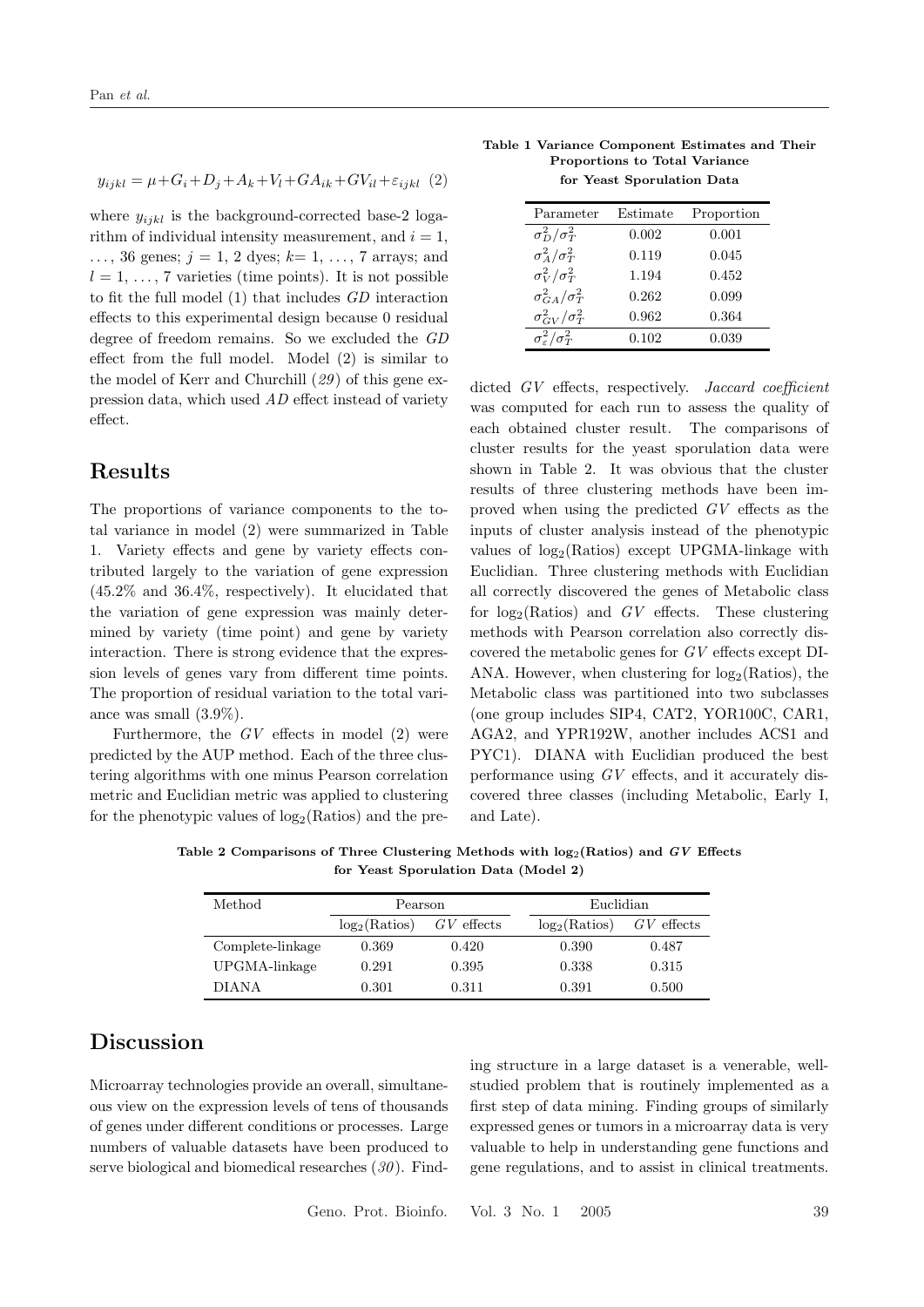$$y_{ijkl} = \mu + G_i + D_j + A_k + V_l + GA_{ik} + GV_{il} + \varepsilon_{ijkl} \quad (2)$$

where $y_{ijkl}$ is the background-corrected base-2 logarithm of individual intensity measurement, and $i = 1, \ldots, 36$ genes; $j = 1, 2$ dyes; $k = 1, \ldots, 7$ arrays; and $l = 1, \ldots, 7$ varieties (time points). It is not possible to fit the full model (1) that includes $GD$ interaction effects to this experimental design because 0 residual degree of freedom remains. So we excluded the $GD$ effect from the full model. Model (2) is similar to the model of Kerr and Churchill (*29*) of this gene expression data, which used $AD$ effect instead of variety effect.

**Table 1 Variance Component Estimates and Their Proportions to Total Variance for Yeast Sporulation Data**

| Parameter | Estimate | Proportion |
|---|---|---|
| $\sigma_D^2/\sigma_T^2$ | 0.002 | 0.001 |
| $\sigma_A^2/\sigma_T^2$ | 0.119 | 0.045 |
| $\sigma_V^2/\sigma_T^2$ | 1.194 | 0.452 |
| $\sigma_{GA}^2/\sigma_T^2$ | 0.262 | 0.099 |
| $\sigma_{GV}^2/\sigma_T^2$ | 0.962 | 0.364 |
| $\sigma_\varepsilon^2/\sigma_T^2$ | 0.102 | 0.039 |

## Results

The proportions of variance components to the total variance in model (2) were summarized in Table 1. Variety effects and gene by variety effects contributed largely to the variation of gene expression (45.2% and 36.4%, respectively). It elucidated that the variation of gene expression was mainly determined by variety (time point) and gene by variety interaction. There is strong evidence that the expression levels of genes vary from different time points. The proportion of residual variation to the total variance was small (3.9%).

Furthermore, the $GV$ effects in model (2) were predicted by the AUP method. Each of the three clustering algorithms with one minus Pearson correlation metric and Euclidian metric was applied to clustering for the phenotypic values of $\log_2$(Ratios) and the predicted $GV$ effects, respectively. *Jaccard coefficient* was computed for each run to assess the quality of each obtained cluster result. The comparisons of cluster results for the yeast sporulation data were shown in Table 2. It was obvious that the cluster results of three clustering methods have been improved when using the predicted $GV$ effects as the inputs of cluster analysis instead of the phenotypic values of $\log_2$(Ratios) except UPGMA-linkage with Euclidian. Three clustering methods with Euclidian all correctly discovered the genes of Metabolic class for $\log_2$(Ratios) and $GV$ effects. These clustering methods with Pearson correlation also correctly discovered the metabolic genes for $GV$ effects except DIANA. However, when clustering for $\log_2$(Ratios), the Metabolic class was partitioned into two subclasses (one group includes SIP4, CAT2, YOR100C, CAR1, AGA2, and YPR192W, another includes ACS1 and PYC1). DIANA with Euclidian produced the best performance using $GV$ effects, and it accurately discovered three classes (including Metabolic, Early I, and Late).

**Table 2 Comparisons of Three Clustering Methods with $\log_2$(Ratios) and $GV$ Effects for Yeast Sporulation Data (Model 2)**

| Method | Pearson | | Euclidian | |
|---|---|---|---|---|
| | $\log_2$(Ratios) | $GV$ effects | $\log_2$(Ratios) | $GV$ effects |
| Complete-linkage | 0.369 | 0.420 | 0.390 | 0.487 |
| UPGMA-linkage | 0.291 | 0.395 | 0.338 | 0.315 |
| DIANA | 0.301 | 0.311 | 0.391 | 0.500 |

## Discussion

Microarray technologies provide an overall, simultaneous view on the expression levels of tens of thousands of genes under different conditions or processes. Large numbers of valuable datasets have been produced to serve biological and biomedical researches (*30*). Finding structure in a large dataset is a venerable, well-studied problem that is routinely implemented as a first step of data mining. Finding groups of similarly expressed genes or tumors in a microarray data is very valuable to help in understanding gene functions and gene regulations, and to assist in clinical treatments.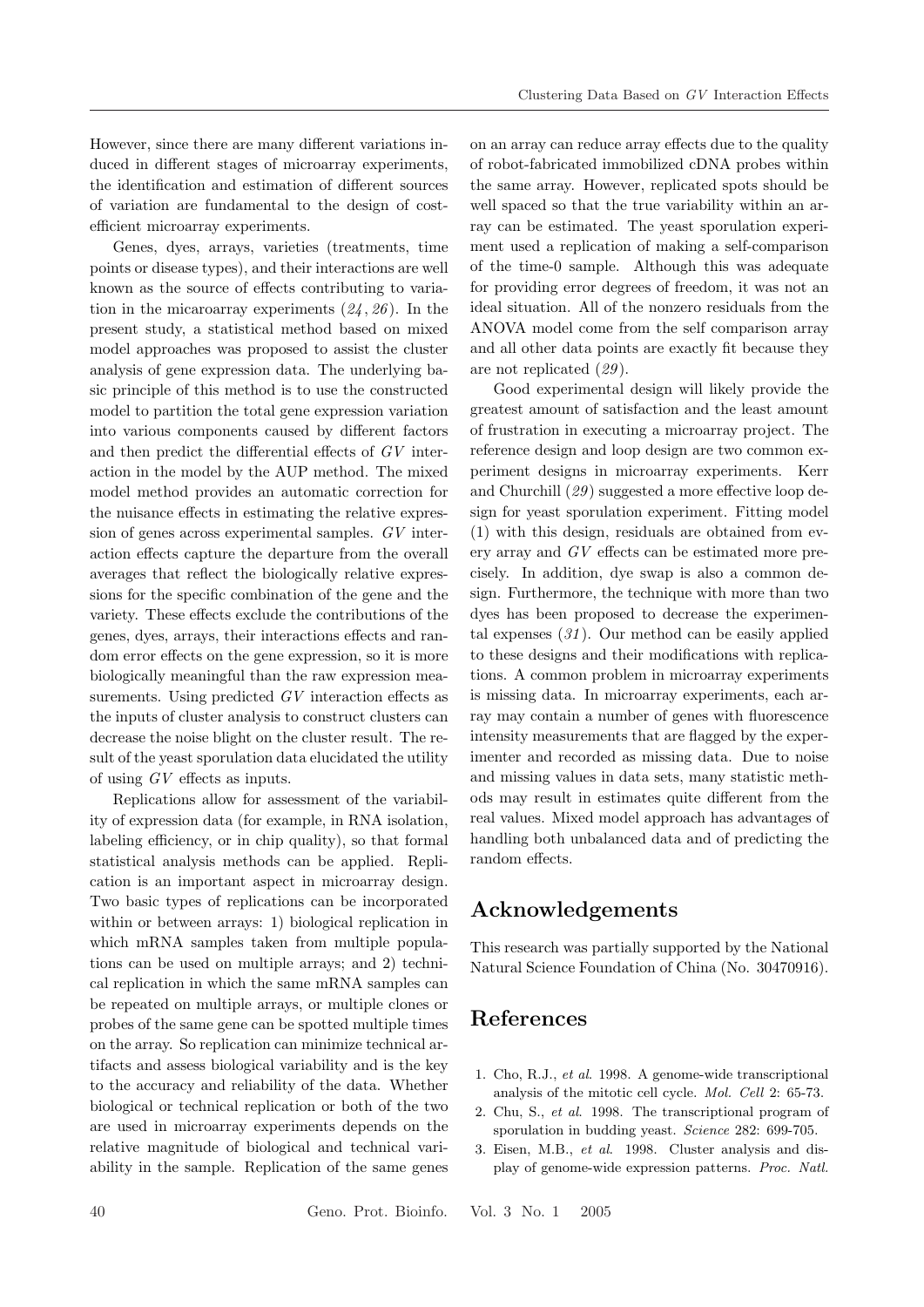However, since there are many different variations induced in different stages of microarray experiments, the identification and estimation of different sources of variation are fundamental to the design of cost-efficient microarray experiments.

Genes, dyes, arrays, varieties (treatments, time points or disease types), and their interactions are well known as the source of effects contributing to variation in the micaroarray experiments (*24*, *26*). In the present study, a statistical method based on mixed model approaches was proposed to assist the cluster analysis of gene expression data. The underlying basic principle of this method is to use the constructed model to partition the total gene expression variation into various components caused by different factors and then predict the differential effects of $GV$ interaction in the model by the AUP method. The mixed model method provides an automatic correction for the nuisance effects in estimating the relative expression of genes across experimental samples. $GV$ interaction effects capture the departure from the overall averages that reflect the biologically relative expressions for the specific combination of the gene and the variety. These effects exclude the contributions of the genes, dyes, arrays, their interactions effects and random error effects on the gene expression, so it is more biologically meaningful than the raw expression measurements. Using predicted $GV$ interaction effects as the inputs of cluster analysis to construct clusters can decrease the noise blight on the cluster result. The result of the yeast sporulation data elucidated the utility of using $GV$ effects as inputs.

Replications allow for assessment of the variability of expression data (for example, in RNA isolation, labeling efficiency, or in chip quality), so that formal statistical analysis methods can be applied. Replication is an important aspect in microarray design. Two basic types of replications can be incorporated within or between arrays: 1) biological replication in which mRNA samples taken from multiple populations can be used on multiple arrays; and 2) technical replication in which the same mRNA samples can be repeated on multiple arrays, or multiple clones or probes of the same gene can be spotted multiple times on the array. So replication can minimize technical artifacts and assess biological variability and is the key to the accuracy and reliability of the data. Whether biological or technical replication or both of the two are used in microarray experiments depends on the relative magnitude of biological and technical variability in the sample. Replication of the same genes on an array can reduce array effects due to the quality of robot-fabricated immobilized cDNA probes within the same array. However, replicated spots should be well spaced so that the true variability within an array can be estimated. The yeast sporulation experiment used a replication of making a self-comparison of the time-0 sample. Although this was adequate for providing error degrees of freedom, it was not an ideal situation. All of the nonzero residuals from the ANOVA model come from the self comparison array and all other data points are exactly fit because they are not replicated (*29*).

Good experimental design will likely provide the greatest amount of satisfaction and the least amount of frustration in executing a microarray project. The reference design and loop design are two common experiment designs in microarray experiments. Kerr and Churchill (*29*) suggested a more effective loop design for yeast sporulation experiment. Fitting model (1) with this design, residuals are obtained from every array and $GV$ effects can be estimated more precisely. In addition, dye swap is also a common design. Furthermore, the technique with more than two dyes has been proposed to decrease the experimental expenses (*31*). Our method can be easily applied to these designs and their modifications with replications. A common problem in microarray experiments is missing data. In microarray experiments, each array may contain a number of genes with fluorescence intensity measurements that are flagged by the experimenter and recorded as missing data. Due to noise and missing values in data sets, many statistic methods may result in estimates quite different from the real values. Mixed model approach has advantages of handling both unbalanced data and of predicting the random effects.

## Acknowledgements

This research was partially supported by the National Natural Science Foundation of China (No. 30470916).

## References

1. Cho, R.J., *et al*. 1998. A genome-wide transcriptional analysis of the mitotic cell cycle. *Mol. Cell* 2: 65-73.
2. Chu, S., *et al*. 1998. The transcriptional program of sporulation in budding yeast. *Science* 282: 699-705.
3. Eisen, M.B., *et al*. 1998. Cluster analysis and display of genome-wide expression patterns. *Proc. Natl.*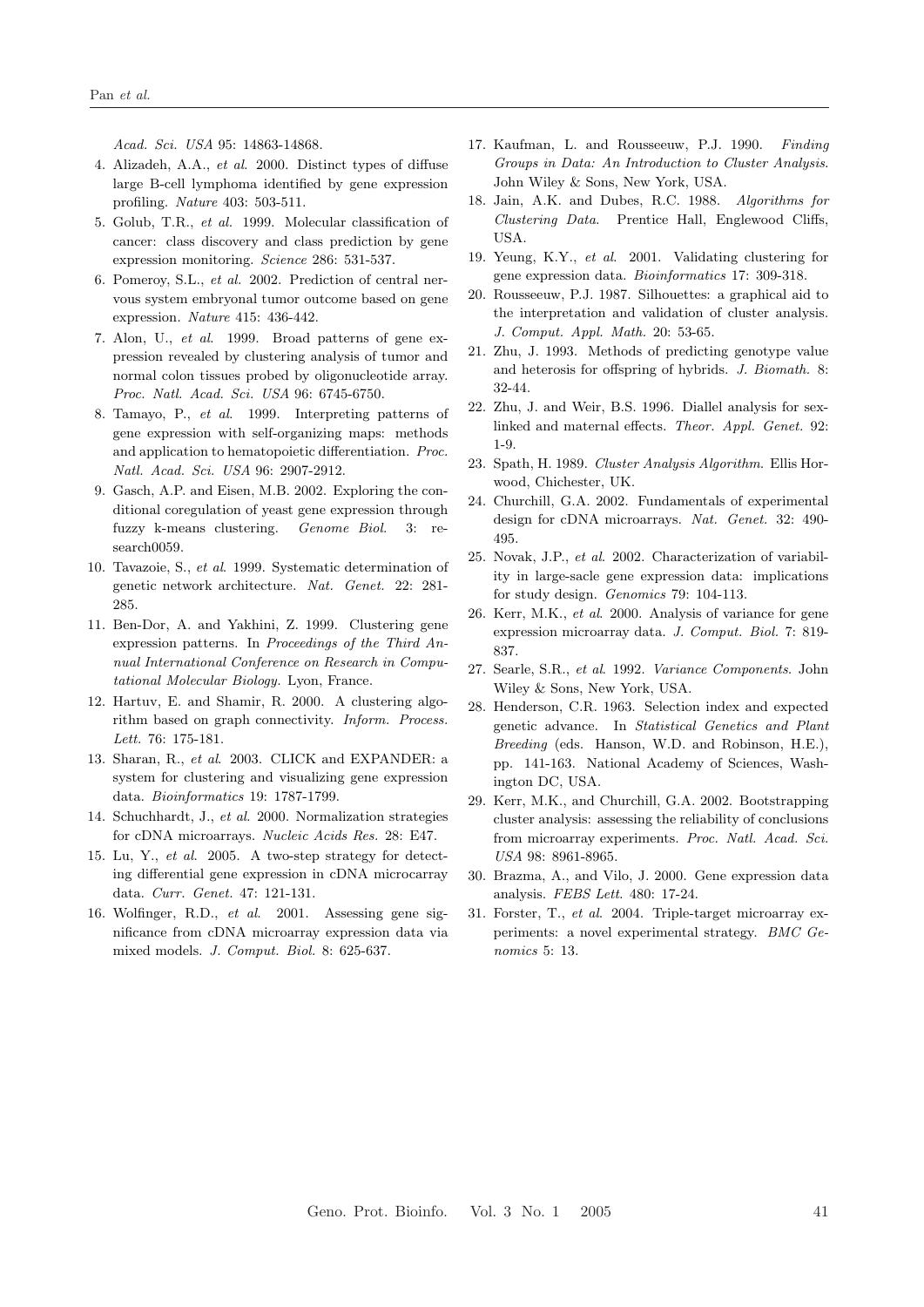Acad. Sci. USA* 95: 14863-14868.

4. Alizadeh, A.A., *et al*. 2000. Distinct types of diffuse large B-cell lymphoma identified by gene expression profiling. *Nature* 403: 503-511.
5. Golub, T.R., *et al.* 1999. Molecular classification of cancer: class discovery and class prediction by gene expression monitoring. *Science* 286: 531-537.
6. Pomeroy, S.L., *et al.* 2002. Prediction of central nervous system embryonal tumor outcome based on gene expression. *Nature* 415: 436-442.
7. Alon, U., *et al*. 1999. Broad patterns of gene expression revealed by clustering analysis of tumor and normal colon tissues probed by oligonucleotide array. *Proc. Natl. Acad. Sci. USA* 96: 6745-6750.
8. Tamayo, P., *et al.* 1999. Interpreting patterns of gene expression with self-organizing maps: methods and application to hematopoietic differentiation. *Proc. Natl. Acad. Sci. USA* 96: 2907-2912.
9. Gasch, A.P. and Eisen, M.B. 2002. Exploring the conditional coregulation of yeast gene expression through fuzzy k-means clustering. *Genome Biol.* 3: research0059.
10. Tavazoie, S., *et al*. 1999. Systematic determination of genetic network architecture. *Nat. Genet.* 22: 281-285.
11. Ben-Dor, A. and Yakhini, Z. 1999. Clustering gene expression patterns. In *Proceedings of the Third Annual International Conference on Research in Computational Molecular Biology*. Lyon, France.
12. Hartuv, E. and Shamir, R. 2000. A clustering algorithm based on graph connectivity. *Inform. Process. Lett.* 76: 175-181.
13. Sharan, R., *et al*. 2003. CLICK and EXPANDER: a system for clustering and visualizing gene expression data. *Bioinformatics* 19: 1787-1799.
14. Schuchhardt, J., *et al*. 2000. Normalization strategies for cDNA microarrays. *Nucleic Acids Res.* 28: E47.
15. Lu, Y., *et al*. 2005. A two-step strategy for detecting differential gene expression in cDNA microcarray data. *Curr. Genet.* 47: 121-131.
16. Wolfinger, R.D., *et al*. 2001. Assessing gene significance from cDNA microarray expression data via mixed models. *J. Comput. Biol.* 8: 625-637.
17. Kaufman, L. and Rousseeuw, P.J. 1990. *Finding Groups in Data: An Introduction to Cluster Analysis*. John Wiley & Sons, New York, USA.
18. Jain, A.K. and Dubes, R.C. 1988. *Algorithms for Clustering Data*. Prentice Hall, Englewood Cliffs, USA.
19. Yeung, K.Y., *et al*. 2001. Validating clustering for gene expression data. *Bioinformatics* 17: 309-318.
20. Rousseeuw, P.J. 1987. Silhouettes: a graphical aid to the interpretation and validation of cluster analysis. *J. Comput. Appl. Math.* 20: 53-65.
21. Zhu, J. 1993. Methods of predicting genotype value and heterosis for offspring of hybrids. *J. Biomath.* 8: 32-44.
22. Zhu, J. and Weir, B.S. 1996. Diallel analysis for sex-linked and maternal effects. *Theor. Appl. Genet.* 92: 1-9.
23. Spath, H. 1989. *Cluster Analysis Algorithm*. Ellis Horwood, Chichester, UK.
24. Churchill, G.A. 2002. Fundamentals of experimental design for cDNA microarrays. *Nat. Genet.* 32: 490-495.
25. Novak, J.P., *et al*. 2002. Characterization of variability in large-sacle gene expression data: implications for study design. *Genomics* 79: 104-113.
26. Kerr, M.K., *et al*. 2000. Analysis of variance for gene expression microarray data. *J. Comput. Biol.* 7: 819-837.
27. Searle, S.R., *et al*. 1992. *Variance Components*. John Wiley & Sons, New York, USA.
28. Henderson, C.R. 1963. Selection index and expected genetic advance. In *Statistical Genetics and Plant Breeding* (eds. Hanson, W.D. and Robinson, H.E.), pp. 141-163. National Academy of Sciences, Washington DC, USA.
29. Kerr, M.K., and Churchill, G.A. 2002. Bootstrapping cluster analysis: assessing the reliability of conclusions from microarray experiments. *Proc. Natl. Acad. Sci. USA* 98: 8961-8965.
30. Brazma, A., and Vilo, J. 2000. Gene expression data analysis. *FEBS Lett.* 480: 17-24.
31. Forster, T., *et al*. 2004. Triple-target microarray experiments: a novel experimental strategy. *BMC Genomics* 5: 13.